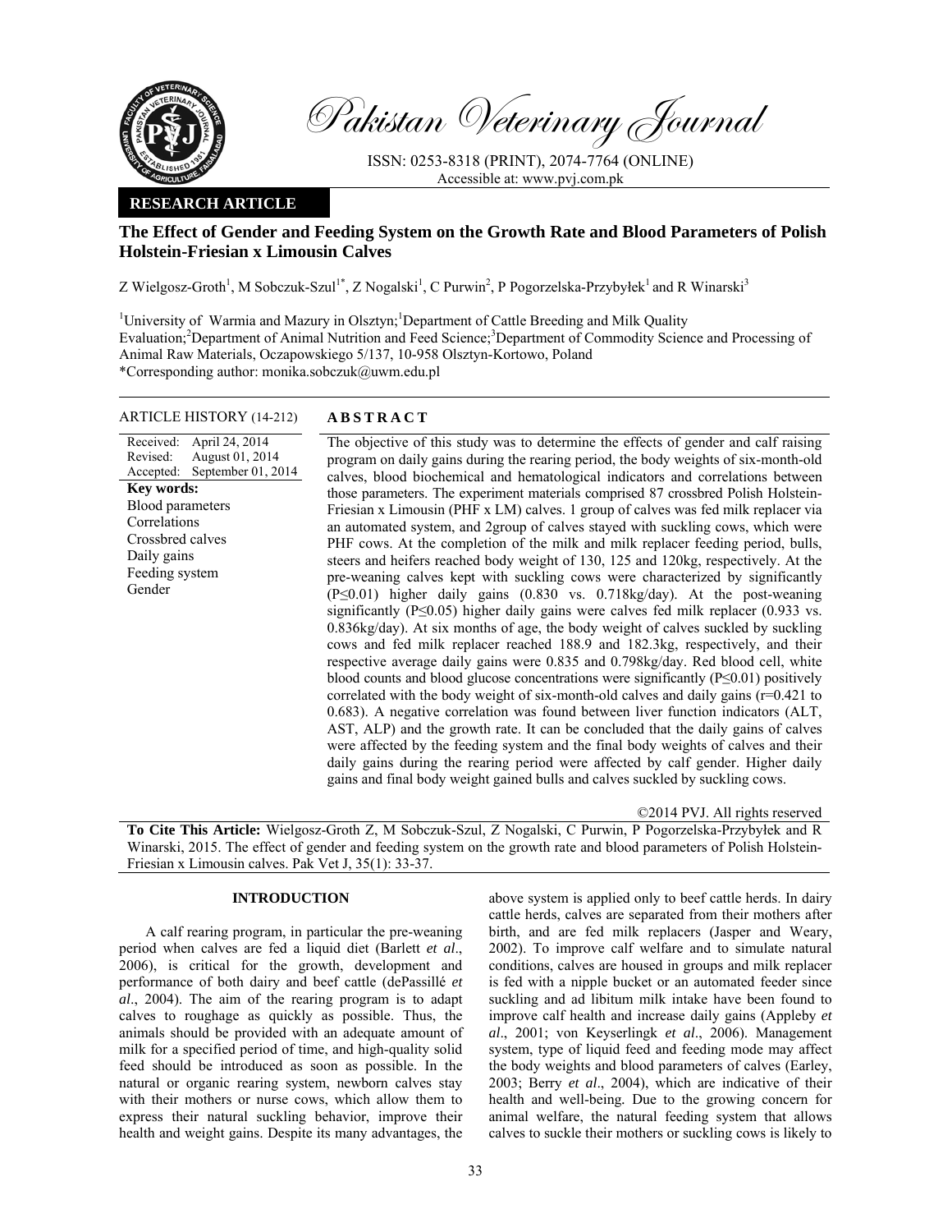**RESEARCH ARTICLE**

# The Effect of Gender and Feeding System on the Growth Rate and Blood Parameters of Polish Holstein-Friesian x Limousin Calves

Z Wielgosz-Groth[1], M Sobczuk-Szul[1*], Z Nogalski[1], C Purwin[2], P Pogorzelska-Przybyłek[1] and R Winarski[3]

[1]University of Warmia and Mazury in Olsztyn; [1]Department of Cattle Breeding and Milk Quality Evaluation; [2]Department of Animal Nutrition and Feed Science; [3]Department of Commodity Science and Processing of Animal Raw Materials, Oczapowskiego 5/137, 10-958 Olsztyn-Kortowo, Poland

*Corresponding author: monika.sobczuk@uwm.edu.pl

**ARTICLE HISTORY** (14-212)

Received: April 24, 2014
Revised: August 01, 2014
Accepted: September 01, 2014

**Key words:**
Blood parameters
Correlations
Crossbred calves
Daily gains
Feeding system
Gender

## ABSTRACT

The objective of this study was to determine the effects of gender and calf raising program on daily gains during the rearing period, the body weights of six-month-old calves, blood biochemical and hematological indicators and correlations between those parameters. The experiment materials comprised 87 crossbred Polish Holstein-Friesian x Limousin (PHF x LM) calves. 1 group of calves was fed milk replacer via an automated system, and 2group of calves stayed with suckling cows, which were PHF cows. At the completion of the milk and milk replacer feeding period, bulls, steers and heifers reached body weight of 130, 125 and 120kg, respectively. At the pre-weaning calves kept with suckling cows were characterized by significantly ($P \leq 0.01$) higher daily gains (0.830 vs. 0.718kg/day). At the post-weaning significantly ($P \leq 0.05$) higher daily gains were calves fed milk replacer (0.933 vs. 0.836kg/day). At six months of age, the body weight of calves suckled by suckling cows and fed milk replacer reached 188.9 and 182.3kg, respectively, and their respective average daily gains were 0.835 and 0.798kg/day. Red blood cell, white blood counts and blood glucose concentrations were significantly ($P \leq 0.01$) positively correlated with the body weight of six-month-old calves and daily gains ($r=0.421$ to $0.683$). A negative correlation was found between liver function indicators (ALT, AST, ALP) and the growth rate. It can be concluded that the daily gains of calves were affected by the feeding system and the final body weights of calves and their daily gains during the rearing period were affected by calf gender. Higher daily gains and final body weight gained bulls and calves suckled by suckling cows.

©2014 PVJ. All rights reserved

**To Cite This Article:** Wielgosz-Groth Z, M Sobczuk-Szul, Z Nogalski, C Purwin, P Pogorzelska-Przybyłek and R Winarski, 2015. The effect of gender and feeding system on the growth rate and blood parameters of Polish Holstein-Friesian x Limousin calves. Pak Vet J, 35(1): 33-37.

## INTRODUCTION

A calf rearing program, in particular the pre-weaning period when calves are fed a liquid diet (Barlett *et al*., 2006), is critical for the growth, development and performance of both dairy and beef cattle (dePassillé *et al*., 2004). The aim of the rearing program is to adapt calves to roughage as quickly as possible. Thus, the animals should be provided with an adequate amount of milk for a specified period of time, and high-quality solid feed should be introduced as soon as possible. In the natural or organic rearing system, newborn calves stay with their mothers or nurse cows, which allow them to express their natural suckling behavior, improve their health and weight gains. Despite its many advantages, the above system is applied only to beef cattle herds. In dairy cattle herds, calves are separated from their mothers after birth, and are fed milk replacers (Jasper and Weary, 2002). To improve calf welfare and to simulate natural conditions, calves are housed in groups and milk replacer is fed with a nipple bucket or an automated feeder since suckling and ad libitum milk intake have been found to improve calf health and increase daily gains (Appleby *et al*., 2001; von Keyserlingk *et al*., 2006). Management system, type of liquid feed and feeding mode may affect the body weights and blood parameters of calves (Earley, 2003; Berry *et al*., 2004), which are indicative of their health and well-being. Due to the growing concern for animal welfare, the natural feeding system that allows calves to suckle their mothers or suckling cows is likely to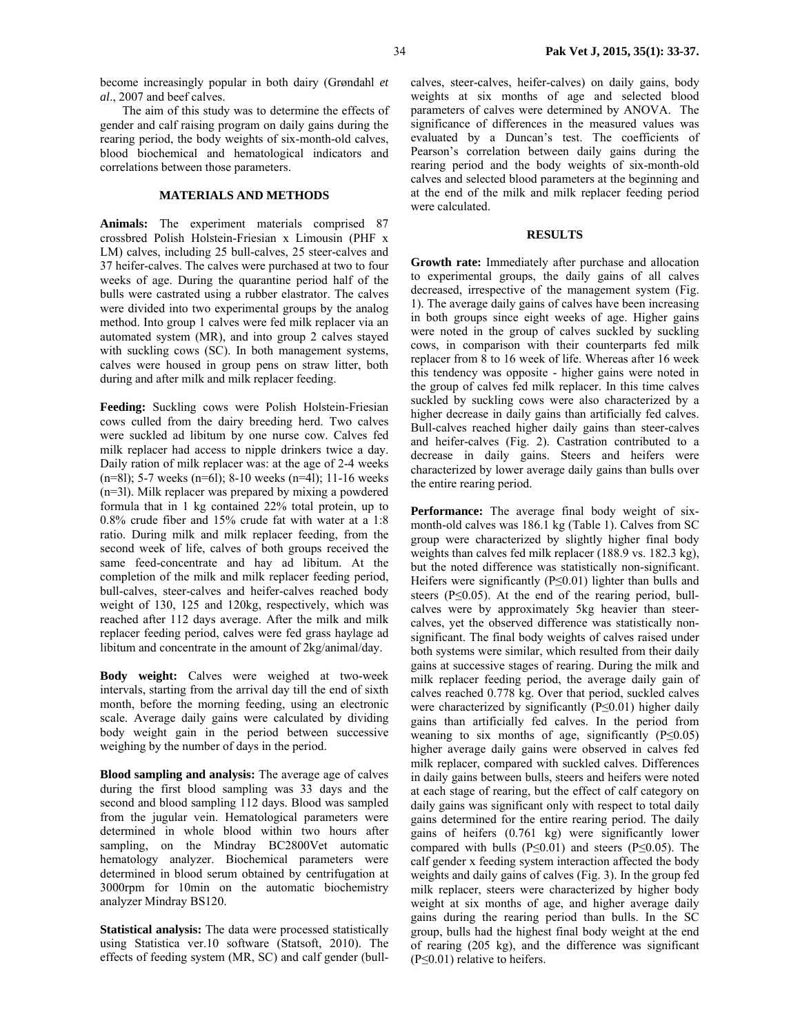become increasingly popular in both dairy (Grøndahl *et al*., 2007 and beef calves.

The aim of this study was to determine the effects of gender and calf raising program on daily gains during the rearing period, the body weights of six-month-old calves, blood biochemical and hematological indicators and correlations between those parameters.

## MATERIALS AND METHODS

**Animals:** The experiment materials comprised 87 crossbred Polish Holstein-Friesian x Limousin (PHF x LM) calves, including 25 bull-calves, 25 steer-calves and 37 heifer-calves. The calves were purchased at two to four weeks of age. During the quarantine period half of the bulls were castrated using a rubber elastrator. The calves were divided into two experimental groups by the analog method. Into group 1 calves were fed milk replacer via an automated system (MR), and into group 2 calves stayed with suckling cows (SC). In both management systems, calves were housed in group pens on straw litter, both during and after milk and milk replacer feeding.

**Feeding:** Suckling cows were Polish Holstein-Friesian cows culled from the dairy breeding herd. Two calves were suckled ad libitum by one nurse cow. Calves fed milk replacer had access to nipple drinkers twice a day. Daily ration of milk replacer was: at the age of 2-4 weeks (n=8l); 5-7 weeks (n=6l); 8-10 weeks (n=4l); 11-16 weeks (n=3l). Milk replacer was prepared by mixing a powdered formula that in 1 kg contained 22% total protein, up to 0.8% crude fiber and 15% crude fat with water at a 1:8 ratio. During milk and milk replacer feeding, from the second week of life, calves of both groups received the same feed-concentrate and hay ad libitum. At the completion of the milk and milk replacer feeding period, bull-calves, steer-calves and heifer-calves reached body weight of 130, 125 and 120kg, respectively, which was reached after 112 days average. After the milk and milk replacer feeding period, calves were fed grass haylage ad libitum and concentrate in the amount of 2kg/animal/day.

**Body weight:** Calves were weighed at two-week intervals, starting from the arrival day till the end of sixth month, before the morning feeding, using an electronic scale. Average daily gains were calculated by dividing body weight gain in the period between successive weighing by the number of days in the period.

**Blood sampling and analysis:** The average age of calves during the first blood sampling was 33 days and the second and blood sampling 112 days. Blood was sampled from the jugular vein. Hematological parameters were determined in whole blood within two hours after sampling, on the Mindray BC2800Vet automatic hematology analyzer. Biochemical parameters were determined in blood serum obtained by centrifugation at 3000rpm for 10min on the automatic biochemistry analyzer Mindray BS120.

**Statistical analysis:** The data were processed statistically using Statistica ver.10 software (Statsoft, 2010). The effects of feeding system (MR, SC) and calf gender (bull-calves, steer-calves, heifer-calves) on daily gains, body weights at six months of age and selected blood parameters of calves were determined by ANOVA. The significance of differences in the measured values was evaluated by a Duncan's test. The coefficients of Pearson's correlation between daily gains during the rearing period and the body weights of six-month-old calves and selected blood parameters at the beginning and at the end of the milk and milk replacer feeding period were calculated.

## RESULTS

**Growth rate:** Immediately after purchase and allocation to experimental groups, the daily gains of all calves decreased, irrespective of the management system (Fig. 1). The average daily gains of calves have been increasing in both groups since eight weeks of age. Higher gains were noted in the group of calves suckled by suckling cows, in comparison with their counterparts fed milk replacer from 8 to 16 week of life. Whereas after 16 week this tendency was opposite - higher gains were noted in the group of calves fed milk replacer. In this time calves suckled by suckling cows were also characterized by a higher decrease in daily gains than artificially fed calves. Bull-calves reached higher daily gains than steer-calves and heifer-calves (Fig. 2). Castration contributed to a decrease in daily gains. Steers and heifers were characterized by lower average daily gains than bulls over the entire rearing period.

**Performance:** The average final body weight of six-month-old calves was 186.1 kg (Table 1). Calves from SC group were characterized by slightly higher final body weights than calves fed milk replacer (188.9 vs. 182.3 kg), but the noted difference was statistically non-significant. Heifers were significantly ($P \le 0.01$) lighter than bulls and steers ($P \le 0.05$). At the end of the rearing period, bull-calves were by approximately 5kg heavier than steer-calves, yet the observed difference was statistically non-significant. The final body weights of calves raised under both systems were similar, which resulted from their daily gains at successive stages of rearing. During the milk and milk replacer feeding period, the average daily gain of calves reached 0.778 kg. Over that period, suckled calves were characterized by significantly ($P \le 0.01$) higher daily gains than artificially fed calves. In the period from weaning to six months of age, significantly ($P \le 0.05$) higher average daily gains were observed in calves fed milk replacer, compared with suckled calves. Differences in daily gains between bulls, steers and heifers were noted at each stage of rearing, but the effect of calf category on daily gains was significant only with respect to total daily gains determined for the entire rearing period. The daily gains of heifers (0.761 kg) were significantly lower compared with bulls ($P \le 0.01$) and steers ($P \le 0.05$). The calf gender x feeding system interaction affected the body weights and daily gains of calves (Fig. 3). In the group fed milk replacer, steers were characterized by higher body weight at six months of age, and higher average daily gains during the rearing period than bulls. In the SC group, bulls had the highest final body weight at the end of rearing (205 kg), and the difference was significant ($P \le 0.01$) relative to heifers.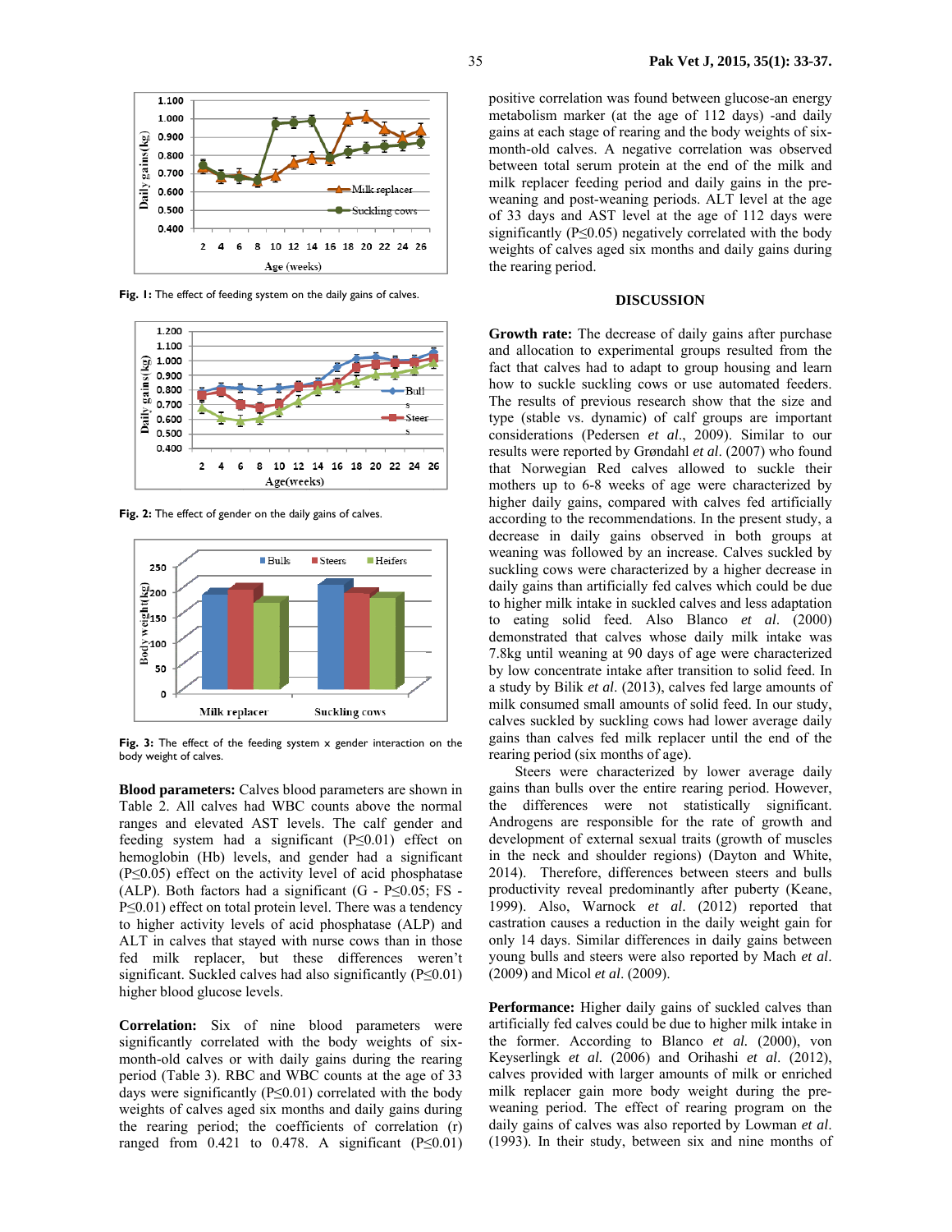Fig. 1: The effect of feeding system on the daily gains of calves.

Fig. 2: The effect of gender on the daily gains of calves.

Fig. 3: The effect of the feeding system × gender interaction on the body weight of calves.

**Blood parameters:** Calves blood parameters are shown in Table 2. All calves had WBC counts above the normal ranges and elevated AST levels. The calf gender and feeding system had a significant (P≤0.01) effect on hemoglobin (Hb) levels, and gender had a significant (P≤0.05) effect on the activity level of acid phosphatase (ALP). Both factors had a significant (G - P≤0.05; FS - P≤0.01) effect on total protein level. There was a tendency to higher activity levels of acid phosphatase (ALP) and ALT in calves that stayed with nurse cows than in those fed milk replacer, but these differences weren't significant. Suckled calves had also significantly (P≤0.01) higher blood glucose levels.

**Correlation:** Six of nine blood parameters were significantly correlated with the body weights of six-month-old calves or with daily gains during the rearing period (Table 3). RBC and WBC counts at the age of 33 days were significantly (P≤0.01) correlated with the body weights of calves aged six months and daily gains during the rearing period; the coefficients of correlation (r) ranged from 0.421 to 0.478. A significant (P≤0.01) positive correlation was found between glucose-an energy metabolism marker (at the age of 112 days) -and daily gains at each stage of rearing and the body weights of six-month-old calves. A negative correlation was observed between total serum protein at the end of the milk and milk replacer feeding period and daily gains in the pre-weaning and post-weaning periods. ALT level at the age of 33 days and AST level at the age of 112 days were significantly (P≤0.05) negatively correlated with the body weights of calves aged six months and daily gains during the rearing period.

## DISCUSSION

**Growth rate:** The decrease of daily gains after purchase and allocation to experimental groups resulted from the fact that calves had to adapt to group housing and learn how to suckle suckling cows or use automated feeders. The results of previous research show that the size and type (stable vs. dynamic) of calf groups are important considerations (Pedersen *et al*., 2009). Similar to our results were reported by Grøndahl *et al*. (2007) who found that Norwegian Red calves allowed to suckle their mothers up to 6-8 weeks of age were characterized by higher daily gains, compared with calves fed artificially according to the recommendations. In the present study, a decrease in daily gains observed in both groups at weaning was followed by an increase. Calves suckled by suckling cows were characterized by a higher decrease in daily gains than artificially fed calves which could be due to higher milk intake in suckled calves and less adaptation to eating solid feed. Also Blanco *et al*. (2000) demonstrated that calves whose daily milk intake was 7.8kg until weaning at 90 days of age were characterized by low concentrate intake after transition to solid feed. In a study by Bilik *et al*. (2013), calves fed large amounts of milk consumed small amounts of solid feed. In our study, calves suckled by suckling cows had lower average daily gains than calves fed milk replacer until the end of the rearing period (six months of age).

Steers were characterized by lower average daily gains than bulls over the entire rearing period. However, the differences were not statistically significant. Androgens are responsible for the rate of growth and development of external sexual traits (growth of muscles in the neck and shoulder regions) (Dayton and White, 2014). Therefore, differences between steers and bulls productivity reveal predominantly after puberty (Keane, 1999). Also, Warnock *et al*. (2012) reported that castration causes a reduction in the daily weight gain for only 14 days. Similar differences in daily gains between young bulls and steers were also reported by Mach *et al*. (2009) and Micol *et al*. (2009).

**Performance:** Higher daily gains of suckled calves than artificially fed calves could be due to higher milk intake in the former. According to Blanco *et al.* (2000), von Keyserlingk *et al.* (2006) and Orihashi *et al*. (2012), calves provided with larger amounts of milk or enriched milk replacer gain more body weight during the pre-weaning period. The effect of rearing program on the daily gains of calves was also reported by Lowman *et al*. (1993). In their study, between six and nine months of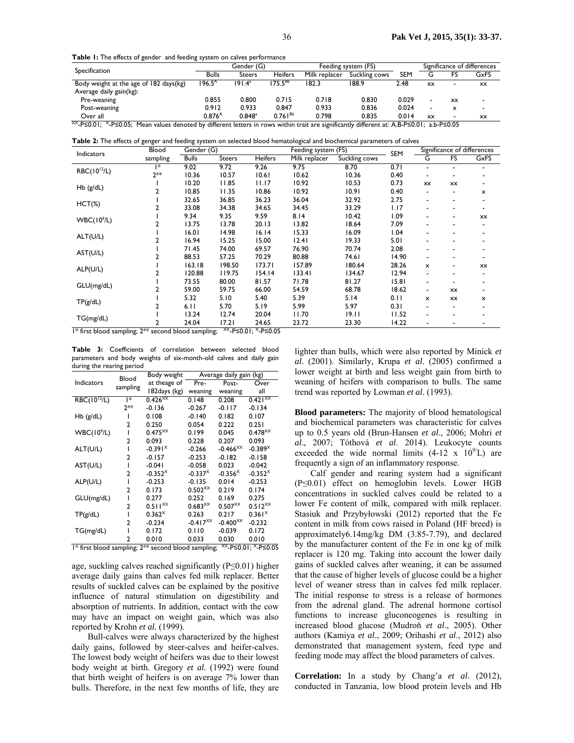**Table 1:** The effects of gender and feeding system on calves performance

| Specification | Gender (G) | | | Feeding system (FS) | | SEM | Significance of differences | | |
|---|---|---|---|---|---|---|---|---|---|
| | Bulls | Steers | Heifers | Milk replacer | Suckling cows | | G | FS | GxFS |
| Body weight at the age of 182 days(kg) | 196.5[A] | 191.4[a] | 175.5[Bb] | 182.3 | 188.9 | 2.48 | xx | - | xx |
| Average daily gain(kg): | | | | | | | | | |
| Pre-weaning | 0.855 | 0.800 | 0.715 | 0.718 | 0.830 | 0.029 | - | xx | - |
| Post-weaning | 0.912 | 0.933 | 0.847 | 0.933 | 0.836 | 0.024 | - | x | - |
| Over all | 0.876[A] | 0.848[a] | 0.761[Bb] | 0.798 | 0.835 | 0.014 | xx | - | xx |

[XX]-P≤0.01; [X]-P≤0.05; Mean values denoted by different letters in rows within trait are significantly different at: A.B-P≤0.01; a.b-P≤0.05

**Table 2:** The effects of genger and feeding system on selected blood hematological and biochemical parameters of calves

| Indicators | Blood sampling | Gender (G) | | | Feeding system (FS) | | SEM | Significance of differences | | |
|---|---|---|---|---|---|---|---|---|---|---|
| | | Bulls | Steers | Heifers | Milk replacer | Suckling cows | | G | FS | GxFS |
| RBC($10^{12}$/L) | 1* | 9.02 | 9.72 | 9.26 | 9.75 | 8.70 | 0.71 | - | - | - |
| | 2** | 10.36 | 10.57 | 10.61 | 10.62 | 10.36 | 0.40 | - | - | - |
| Hb (g/dL) | 1 | 10.20 | 11.85 | 11.17 | 10.92 | 10.53 | 0.73 | xx | xx | - |
| | 2 | 10.85 | 11.35 | 10.86 | 10.92 | 10.91 | 0.40 | - | - | x |
| HCT(%) | 1 | 32.65 | 36.85 | 36.23 | 36.04 | 32.92 | 2.75 | - | - | - |
| | 2 | 33.08 | 34.38 | 34.65 | 34.45 | 33.29 | 1.17 | - | - | - |
| WBC($10^{9}$/L) | 1 | 9.34 | 9.35 | 9.59 | 8.14 | 10.42 | 1.09 | - | - | xx |
| | 2 | 13.75 | 13.78 | 20.13 | 13.82 | 18.64 | 7.09 | - | - | - |
| ALT(U/L) | 1 | 16.01 | 14.98 | 16.14 | 15.33 | 16.09 | 1.04 | - | - | - |
| | 2 | 16.94 | 15.25 | 15.00 | 12.41 | 19.33 | 5.01 | - | - | - |
| AST(U/L) | 1 | 71.45 | 74.00 | 69.57 | 76.90 | 70.74 | 2.08 | - | - | - |
| | 2 | 88.53 | 57.25 | 70.29 | 80.88 | 74.61 | 14.90 | - | - | - |
| ALP(U/L) | 1 | 163.18 | 198.50 | 173.71 | 157.89 | 180.64 | 28.26 | x | - | xx |
| | 2 | 120.88 | 119.75 | 154.14 | 133.41 | 134.67 | 12.94 | - | - | - |
| GLU(mg/dL) | 1 | 73.55 | 80.00 | 81.57 | 71.78 | 81.27 | 15.81 | - | - | - |
| | 2 | 59.00 | 59.75 | 66.00 | 54.59 | 68.78 | 18.62 | - | xx | - |
| TP(g/dL) | 1 | 5.32 | 5.10 | 5.40 | 5.39 | 5.14 | 0.11 | x | xx | x |
| | 2 | 6.11 | 5.70 | 5.19 | 5.99 | 5.97 | 0.31 | - | - | - |
| TG(mg/dL) | 1 | 13.24 | 12.74 | 20.04 | 11.70 | 19.11 | 11.52 | - | - | - |
| | 2 | 24.04 | 17.21 | 24.65 | 23.72 | 23.30 | 14.22 | - | - | - |

1* first blood sampling; 2** second blood sampling; [XX]-P≤0.01; [X]-P≤0.05

**Table 3:** Coefficients of correlation between selected blood parameters and body weights of six-month-old calves and daily gain during the rearing period

| Indicators | Blood sampling | Body weight at theage of 182days (kg) | Average daily gain (kg) | | |
|---|---|---|---|---|---|
| | | | Pre-weaning | Post-weaning | Over all |
| RBC($10^{12}$/L) | 1* | 0.426[XX] | 0.148 | 0.208 | 0.421[XX] |
| | 2** | -0.136 | -0.267 | -0.117 | -0.134 |
| Hb (g/dL) | 1 | 0.108 | -0.140 | 0.182 | 0.107 |
| | 2 | 0.250 | 0.054 | 0.222 | 0.251 |
| WBC($10^{9}$/L) | 1 | 0.475[XX] | 0.199 | 0.045 | 0.478[XX] |
| | 2 | 0.093 | 0.228 | 0.207 | 0.093 |
| ALT(U/L) | 1 | -0.391[X] | -0.266 | -0.466[XX] | -0.389[X] |
| | 2 | -0.157 | -0.253 | -0.182 | -0.158 |
| AST(U/L) | 1 | -0.041 | -0.058 | 0.023 | -0.042 |
| | 2 | -0.352[X] | -0.337[X] | -0.356[X] | -0.352[X] |
| ALP(U/L) | 1 | -0.253 | -0.135 | 0.014 | -0.253 |
| | 2 | 0.173 | 0.502[XX] | 0.219 | 0.174 |
| GLU(mg/dL) | 1 | 0.277 | 0.252 | 0.169 | 0.275 |
| | 2 | 0.511[XX] | 0.683[XX] | 0.507[XX] | 0.512[XX] |
| TP(g/dL) | 1 | 0.362[X] | 0.263 | 0.217 | 0.361[X] |
| | 2 | -0.234 | -0.417[XX] | -0.400[XX] | -0.232 |
| TG(mg/dL) | 1 | 0.172 | 0.110 | -0.039 | 0.172 |
| | 2 | 0.010 | 0.033 | 0.030 | 0.010 |

1* first blood sampling; 2** second blood sampling; [XX]-P≤0.01; [X]-P≤0.05

age, suckling calves reached significantly (P≤0.01) higher average daily gains than calves fed milk replacer. Better results of suckled calves can be explained by the positive influence of natural stimulation on digestibility and absorption of nutrients. In addition, contact with the cow may have an impact on weight gain, which was also reported by Krohn *et al.* (1999).

Bull-calves were always characterized by the highest daily gains, followed by steer-calves and heifer-calves. The lowest body weight of heifers was due to their lowest body weight at birth. Gregory *et al.* (1992) were found that birth weight of heifers is on average 7% lower than bulls. Therefore, in the next few months of life, they are lighter than bulls, which were also reported by Minick *et al*. (2001). Similarly, Krupa *et al*. (2005) confirmed a lower weight at birth and less weight gain from birth to weaning of heifers with comparison to bulls. The same trend was reported by Lowman *et al*. (1993).

**Blood parameters:** The majority of blood hematological and biochemical parameters was characteristic for calves up to 0.5 years old (Brun-Hansen *et al*., 2006; Mohri *et al*., 2007; Tóthová *et al*. 2014). Leukocyte counts exceeded the wide normal limits (4-12 x $10^9$/L) are frequently a sign of an inflammatory response.

Calf gender and rearing system had a significant (P≤0.01) effect on hemoglobin levels. Lower HGB concentrations in suckled calves could be related to a lower Fe content of milk, compared with milk replacer. Stasiuk and Przybyłowski (2012) reported that the Fe content in milk from cows raised in Poland (HF breed) is approximately6.14mg/kg DM (3.85-7.79), and declared by the manufacturer content of the Fe in one kg of milk replacer is 120 mg. Taking into account the lower daily gains of suckled calves after weaning, it can be assumed that the cause of higher levels of glucose could be a higher level of weaner stress than in calves fed milk replacer. The initial response to stress is a release of hormones from the adrenal gland. The adrenal hormone cortisol functions to increase gluconeogenes is resulting in increased blood glucose (Mudroň *et al*., 2005). Other authors (Kamiya *et al*., 2009; Orihashi *et al*., 2012) also demonstrated that management system, feed type and feeding mode may affect the blood parameters of calves.

**Correlation:** In a study by Chang'a *et al*. (2012), conducted in Tanzania, low blood protein levels and Hb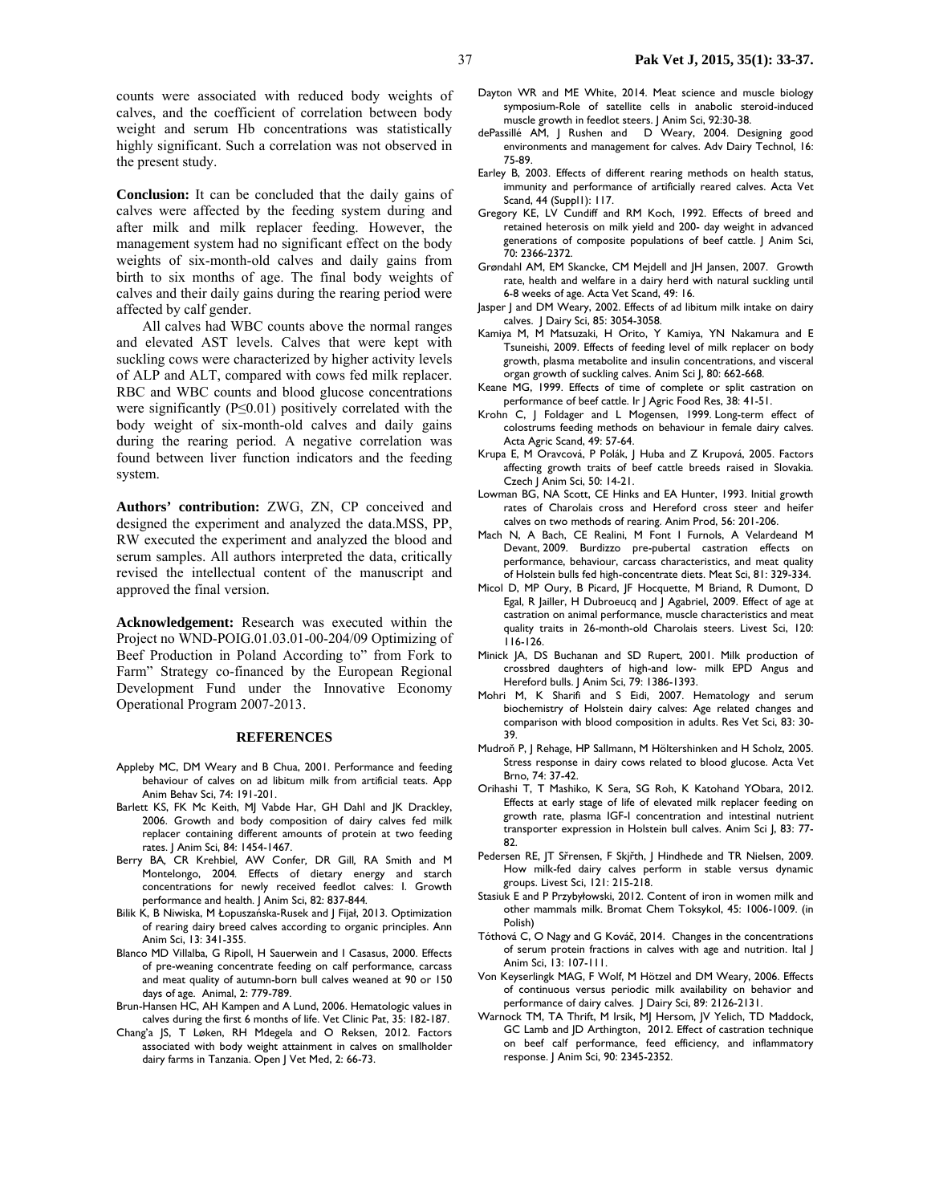counts were associated with reduced body weights of calves, and the coefficient of correlation between body weight and serum Hb concentrations was statistically highly significant. Such a correlation was not observed in the present study.

**Conclusion:** It can be concluded that the daily gains of calves were affected by the feeding system during and after milk and milk replacer feeding. However, the management system had no significant effect on the body weights of six-month-old calves and daily gains from birth to six months of age. The final body weights of calves and their daily gains during the rearing period were affected by calf gender.

All calves had WBC counts above the normal ranges and elevated AST levels. Calves that were kept with suckling cows were characterized by higher activity levels of ALP and ALT, compared with cows fed milk replacer. RBC and WBC counts and blood glucose concentrations were significantly ($P \leq 0.01$) positively correlated with the body weight of six-month-old calves and daily gains during the rearing period. A negative correlation was found between liver function indicators and the feeding system.

**Authors' contribution:** ZWG, ZN, CP conceived and designed the experiment and analyzed the data.MSS, PP, RW executed the experiment and analyzed the blood and serum samples. All authors interpreted the data, critically revised the intellectual content of the manuscript and approved the final version.

**Acknowledgement:** Research was executed within the Project no WND-POIG.01.03.01-00-204/09 Optimizing of Beef Production in Poland According to" from Fork to Farm" Strategy co-financed by the European Regional Development Fund under the Innovative Economy Operational Program 2007-2013.

## REFERENCES

Appleby MC, DM Weary and B Chua, 2001. Performance and feeding behaviour of calves on ad libitum milk from artificial teats. App Anim Behav Sci, 74: 191-201.

Barlett KS, FK Mc Keith, MJ Vabde Har, GH Dahl and JK Drackley, 2006. Growth and body composition of dairy calves fed milk replacer containing different amounts of protein at two feeding rates. J Anim Sci, 84: 1454-1467.

Berry BA, CR Krehbiel, AW Confer, DR Gill, RA Smith and M Montelongo, 2004. Effects of dietary energy and starch concentrations for newly received feedlot calves: I. Growth performance and health. J Anim Sci, 82: 837-844.

Bilik K, B Niwiska, M Łopuszańska-Rusek and J Fijał, 2013. Optimization of rearing dairy breed calves according to organic principles. Ann Anim Sci, 13: 341-355.

Blanco MD Villalba, G Ripoll, H Sauerwein and I Casasus, 2000. Effects of pre-weaning concentrate feeding on calf performance, carcass and meat quality of autumn-born bull calves weaned at 90 or 150 days of age. Animal, 2: 779-789.

Brun-Hansen HC, AH Kampen and A Lund, 2006. Hematologic values in calves during the first 6 months of life. Vet Clinic Pat, 35: 182-187.

Chang'a JS, T Løken, RH Mdegela and O Reksen, 2012. Factors associated with body weight attainment in calves on smallholder dairy farms in Tanzania. Open J Vet Med, 2: 66-73.

Dayton WR and ME White, 2014. Meat science and muscle biology symposium-Role of satellite cells in anabolic steroid-induced muscle growth in feedlot steers. J Anim Sci, 92:30-38.

dePassillé AM, J Rushen and D Weary, 2004. Designing good environments and management for calves. Adv Dairy Technol, 16: 75-89.

Earley B, 2003. Effects of different rearing methods on health status, immunity and performance of artificially reared calves. Acta Vet Scand, 44 (Suppl1): 117.

Gregory KE, LV Cundiff and RM Koch, 1992. Effects of breed and retained heterosis on milk yield and 200- day weight in advanced generations of composite populations of beef cattle. J Anim Sci, 70: 2366-2372.

Grøndahl AM, EM Skancke, CM Mejdell and JH Jansen, 2007. Growth rate, health and welfare in a dairy herd with natural suckling until 6-8 weeks of age. Acta Vet Scand, 49: 16.

Jasper J and DM Weary, 2002. Effects of ad libitum milk intake on dairy calves. J Dairy Sci, 85: 3054-3058.

Kamiya M, M Matsuzaki, H Orito, Y Kamiya, YN Nakamura and E Tsuneishi, 2009. Effects of feeding level of milk replacer on body growth, plasma metabolite and insulin concentrations, and visceral organ growth of suckling calves. Anim Sci J, 80: 662-668.

Keane MG, 1999. Effects of time of complete or split castration on performance of beef cattle. Ir J Agric Food Res, 38: 41-51.

Krohn C, J Foldager and L Mogensen, 1999. Long-term effect of colostrums feeding methods on behaviour in female dairy calves. Acta Agric Scand, 49: 57-64.

Krupa E, M Oravcová, P Polák, J Huba and Z Krupová, 2005. Factors affecting growth traits of beef cattle breeds raised in Slovakia. Czech J Anim Sci, 50: 14-21.

Lowman BG, NA Scott, CE Hinks and EA Hunter, 1993. Initial growth rates of Charolais cross and Hereford cross steer and heifer calves on two methods of rearing. Anim Prod, 56: 201-206.

Mach N, A Bach, CE Realini, M Font I Furnols, A Velardeand M Devant, 2009. Burdizzo pre-pubertal castration effects on performance, behaviour, carcass characteristics, and meat quality of Holstein bulls fed high-concentrate diets. Meat Sci, 81: 329-334.

Micol D, MP Oury, B Picard, JF Hocquette, M Briand, R Dumont, D Egal, R Jailler, H Dubroeucq and J Agabriel, 2009. Effect of age at castration on animal performance, muscle characteristics and meat quality traits in 26-month-old Charolais steers. Livest Sci, 120: 116-126.

Minick JA, DS Buchanan and SD Rupert, 2001. Milk production of crossbred daughters of high-and low- milk EPD Angus and Hereford bulls. J Anim Sci, 79: 1386-1393.

Mohri M, K Sharifi and S Eidi, 2007. Hematology and serum biochemistry of Holstein dairy calves: Age related changes and comparison with blood composition in adults. Res Vet Sci, 83: 30-39.

Mudroň P, J Rehage, HP Sallmann, M Höltershinken and H Scholz, 2005. Stress response in dairy cows related to blood glucose. Acta Vet Brno, 74: 37-42.

Orihashi T, T Mashiko, K Sera, SG Roh, K Katohand YObara, 2012. Effects at early stage of life of elevated milk replacer feeding on growth rate, plasma IGF-I concentration and intestinal nutrient transporter expression in Holstein bull calves. Anim Sci J, 83: 77-82.

Pedersen RE, JT Sřrensen, F Skjřth, J Hindhede and TR Nielsen, 2009. How milk-fed dairy calves perform in stable versus dynamic groups. Livest Sci, 121: 215-218.

Stasiuk E and P Przybyłowski, 2012. Content of iron in women milk and other mammals milk. Bromat Chem Toksykol, 45: 1006-1009. (in Polish)

Tóthová C, O Nagy and G Kováč, 2014. Changes in the concentrations of serum protein fractions in calves with age and nutrition. Ital J Anim Sci, 13: 107-111.

Von Keyserlingk MAG, F Wolf, M Hötzel and DM Weary, 2006. Effects of continuous versus periodic milk availability on behavior and performance of dairy calves. J Dairy Sci, 89: 2126-2131.

Warnock TM, TA Thrift, M Irsik, MJ Hersom, JV Yelich, TD Maddock, GC Lamb and JD Arthington, 2012. Effect of castration technique on beef calf performance, feed efficiency, and inflammatory response. J Anim Sci, 90: 2345-2352.